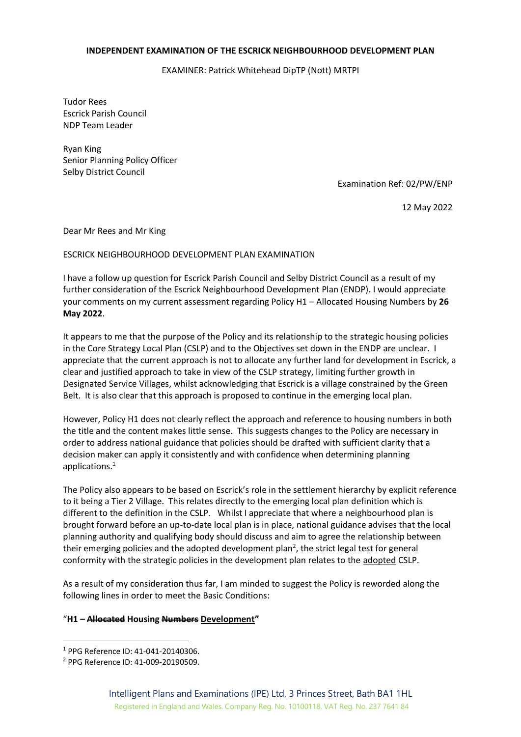**INDEPENDENT EXAMINATION OF THE ESCRICK NEIGHBOURHOOD DEVELOPMENT PLAN**

EXAMINER: Patrick Whitehead DipTP (Nott) MRTPI

Tudor Rees
Escrick Parish Council
NDP Team Leader

Ryan King
Senior Planning Policy Officer
Selby District Council

Examination Ref: 02/PW/ENP

12 May 2022

Dear Mr Rees and Mr King

ESCRICK NEIGHBOURHOOD DEVELOPMENT PLAN EXAMINATION

I have a follow up question for Escrick Parish Council and Selby District Council as a result of my further consideration of the Escrick Neighbourhood Development Plan (ENDP). I would appreciate your comments on my current assessment regarding Policy H1 – Allocated Housing Numbers by **26 May 2022**.

It appears to me that the purpose of the Policy and its relationship to the strategic housing policies in the Core Strategy Local Plan (CSLP) and to the Objectives set down in the ENDP are unclear. I appreciate that the current approach is not to allocate any further land for development in Escrick, a clear and justified approach to take in view of the CSLP strategy, limiting further growth in Designated Service Villages, whilst acknowledging that Escrick is a village constrained by the Green Belt. It is also clear that this approach is proposed to continue in the emerging local plan.

However, Policy H1 does not clearly reflect the approach and reference to housing numbers in both the title and the content makes little sense. This suggests changes to the Policy are necessary in order to address national guidance that policies should be drafted with sufficient clarity that a decision maker can apply it consistently and with confidence when determining planning applications.[1]

The Policy also appears to be based on Escrick's role in the settlement hierarchy by explicit reference to it being a Tier 2 Village. This relates directly to the emerging local plan definition which is different to the definition in the CSLP. Whilst I appreciate that where a neighbourhood plan is brought forward before an up-to-date local plan is in place, national guidance advises that the local planning authority and qualifying body should discuss and aim to agree the relationship between their emerging policies and the adopted development plan[2], the strict legal test for general conformity with the strategic policies in the development plan relates to the <u>adopted</u> CSLP.

As a result of my consideration thus far, I am minded to suggest the Policy is reworded along the following lines in order to meet the Basic Conditions:

"**H1 – ~~Allocated~~ Housing ~~Numbers~~ <u>Development</u>"**

[1] PPG Reference ID: 41-041-20140306.

[2] PPG Reference ID: 41-009-20190509.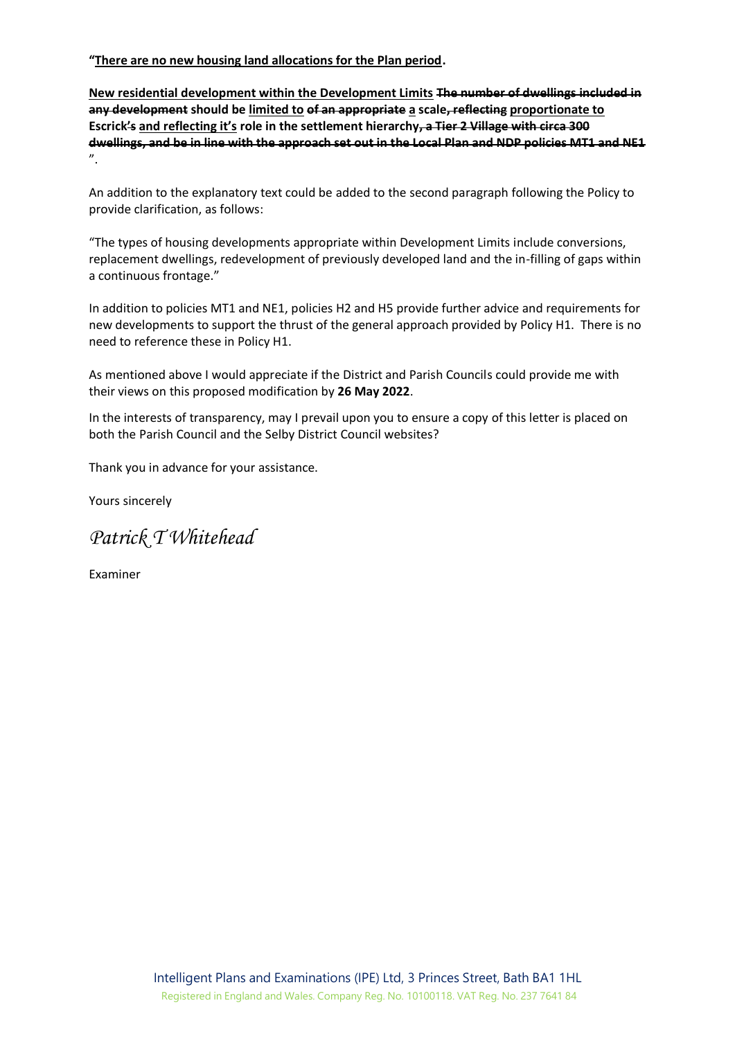**"<u>There are no new housing land allocations for the Plan period</u>.**

**<u>New residential development within the Development Limits</u> ~~The number of dwellings included in any development~~ should be <u>limited to</u> ~~of an appropriate~~ <u>a</u> scale~~, reflecting~~ <u>proportionate to</u> Escrick'~~s~~ <u>and reflecting it's</u> role in the settlement hierarchy~~, a Tier 2 Village with circa 300 dwellings, and be in line with the approach set out in the Local Plan and NDP policies MT1 and NE1~~**".

An addition to the explanatory text could be added to the second paragraph following the Policy to provide clarification, as follows:

"The types of housing developments appropriate within Development Limits include conversions, replacement dwellings, redevelopment of previously developed land and the in-filling of gaps within a continuous frontage."

In addition to policies MT1 and NE1, policies H2 and H5 provide further advice and requirements for new developments to support the thrust of the general approach provided by Policy H1. There is no need to reference these in Policy H1.

As mentioned above I would appreciate if the District and Parish Councils could provide me with their views on this proposed modification by **26 May 2022**.

In the interests of transparency, may I prevail upon you to ensure a copy of this letter is placed on both the Parish Council and the Selby District Council websites?

Thank you in advance for your assistance.

Yours sincerely

*Patrick T Whitehead*

Examiner